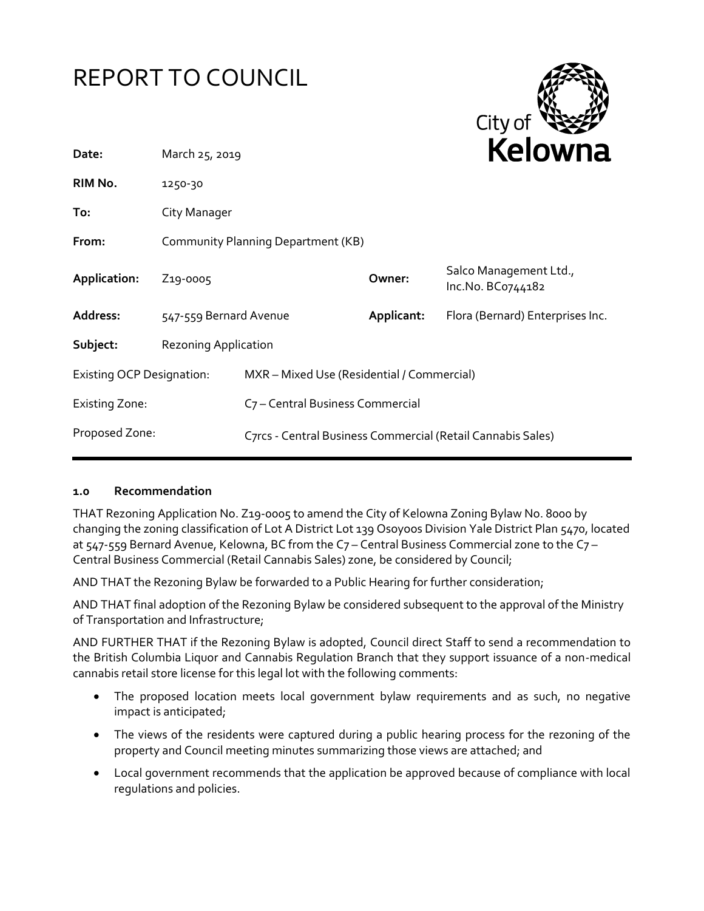# REPORT TO COUNCIL

City of Kelowna

| | | | |
|---|---|---|---|
| **Date:** | March 25, 2019 | | |
| **RIM No.** | 1250-30 | | |
| **To:** | City Manager | | |
| **From:** | Community Planning Department (KB) | | |
| **Application:** | Z19-0005 | **Owner:** | Salco Management Ltd., Inc.No. BC0744182 |
| **Address:** | 547-559 Bernard Avenue | **Applicant:** | Flora (Bernard) Enterprises Inc. |
| **Subject:** | Rezoning Application | | |
| Existing OCP Designation: | MXR – Mixed Use (Residential / Commercial) | | |
| Existing Zone: | C7 – Central Business Commercial | | |
| Proposed Zone: | C7rcs - Central Business Commercial (Retail Cannabis Sales) | | |

## 1.0 Recommendation

THAT Rezoning Application No. Z19-0005 to amend the City of Kelowna Zoning Bylaw No. 8000 by changing the zoning classification of Lot A District Lot 139 Osoyoos Division Yale District Plan 5470, located at 547-559 Bernard Avenue, Kelowna, BC from the C7 – Central Business Commercial zone to the C7 – Central Business Commercial (Retail Cannabis Sales) zone, be considered by Council;

AND THAT the Rezoning Bylaw be forwarded to a Public Hearing for further consideration;

AND THAT final adoption of the Rezoning Bylaw be considered subsequent to the approval of the Ministry of Transportation and Infrastructure;

AND FURTHER THAT if the Rezoning Bylaw is adopted, Council direct Staff to send a recommendation to the British Columbia Liquor and Cannabis Regulation Branch that they support issuance of a non-medical cannabis retail store license for this legal lot with the following comments:

- The proposed location meets local government bylaw requirements and as such, no negative impact is anticipated;
- The views of the residents were captured during a public hearing process for the rezoning of the property and Council meeting minutes summarizing those views are attached; and
- Local government recommends that the application be approved because of compliance with local regulations and policies.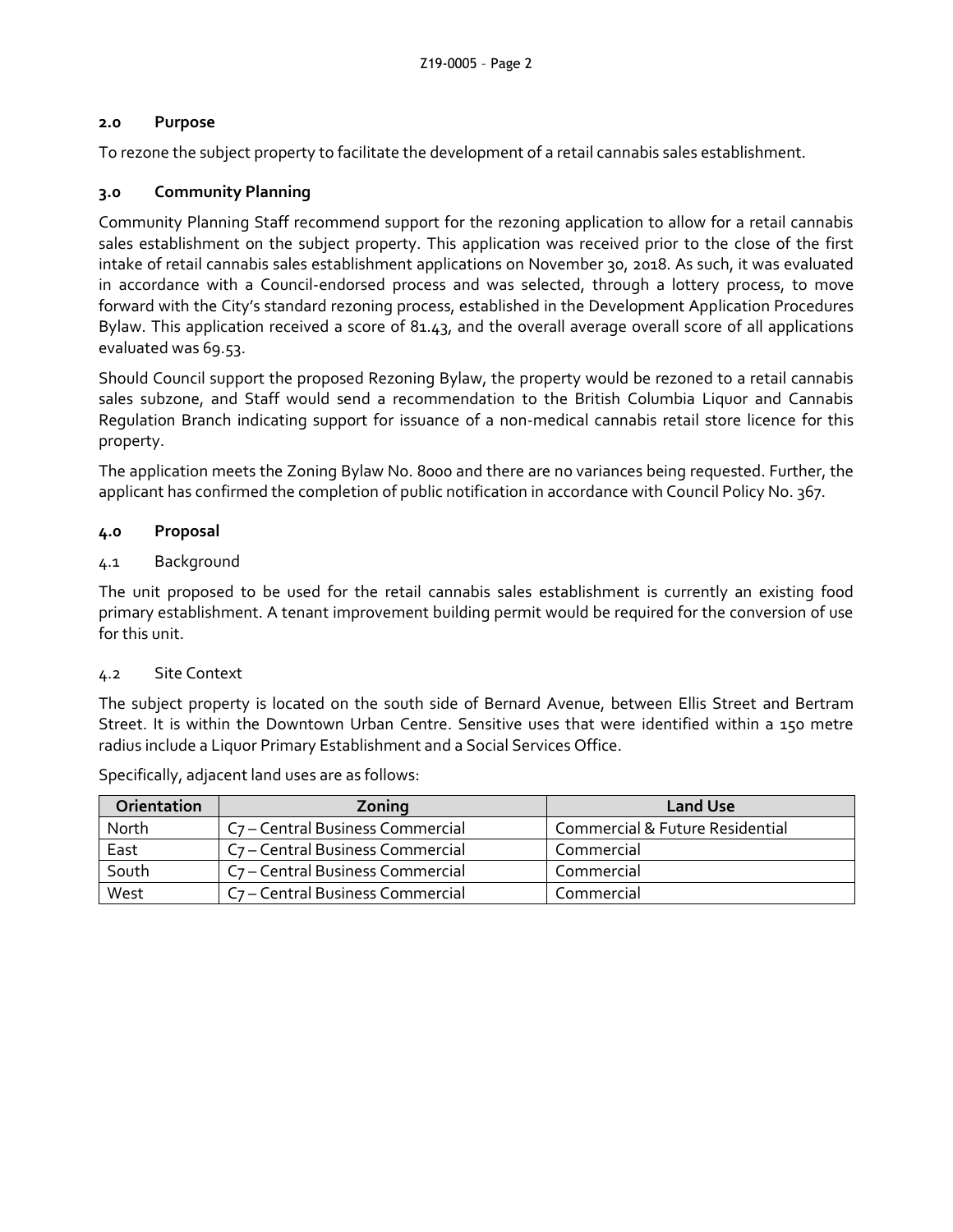## 2.0 Purpose

To rezone the subject property to facilitate the development of a retail cannabis sales establishment.

## 3.0 Community Planning

Community Planning Staff recommend support for the rezoning application to allow for a retail cannabis sales establishment on the subject property. This application was received prior to the close of the first intake of retail cannabis sales establishment applications on November 30, 2018. As such, it was evaluated in accordance with a Council-endorsed process and was selected, through a lottery process, to move forward with the City's standard rezoning process, established in the Development Application Procedures Bylaw. This application received a score of 81.43, and the overall average overall score of all applications evaluated was 69.53.

Should Council support the proposed Rezoning Bylaw, the property would be rezoned to a retail cannabis sales subzone, and Staff would send a recommendation to the British Columbia Liquor and Cannabis Regulation Branch indicating support for issuance of a non-medical cannabis retail store licence for this property.

The application meets the Zoning Bylaw No. 8000 and there are no variances being requested. Further, the applicant has confirmed the completion of public notification in accordance with Council Policy No. 367.

## 4.0 Proposal

### 4.1 Background

The unit proposed to be used for the retail cannabis sales establishment is currently an existing food primary establishment. A tenant improvement building permit would be required for the conversion of use for this unit.

### 4.2 Site Context

The subject property is located on the south side of Bernard Avenue, between Ellis Street and Bertram Street. It is within the Downtown Urban Centre. Sensitive uses that were identified within a 150 metre radius include a Liquor Primary Establishment and a Social Services Office.

Specifically, adjacent land uses are as follows:

| Orientation | Zoning | Land Use |
|---|---|---|
| North | C7 – Central Business Commercial | Commercial & Future Residential |
| East | C7 – Central Business Commercial | Commercial |
| South | C7 – Central Business Commercial | Commercial |
| West | C7 – Central Business Commercial | Commercial |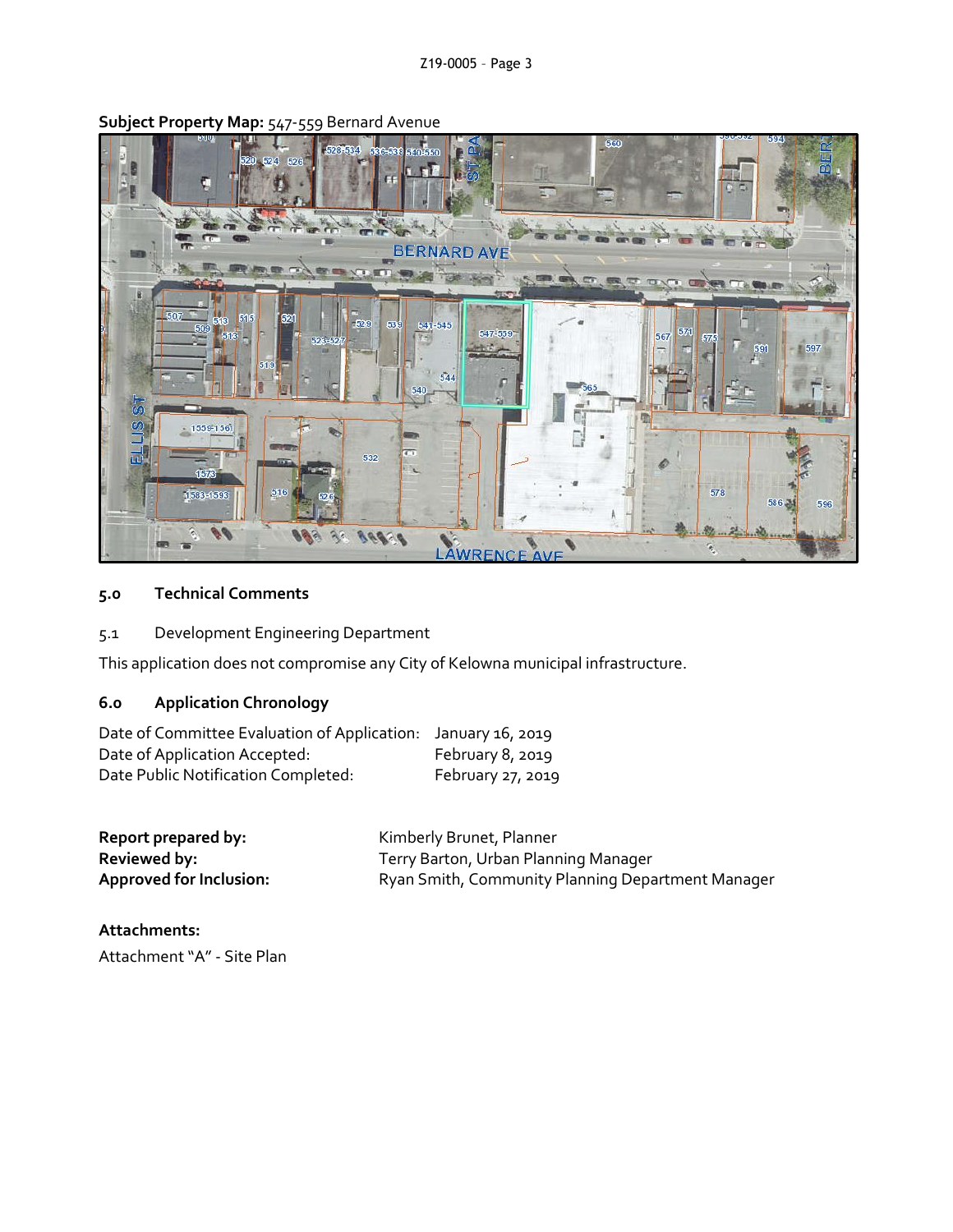**Subject Property Map:** 547-559 Bernard Avenue

## 5.0 Technical Comments

5.1 Development Engineering Department

This application does not compromise any City of Kelowna municipal infrastructure.

## 6.0 Application Chronology

| | |
|---|---|
| Date of Committee Evaluation of Application: | January 16, 2019 |
| Date of Application Accepted: | February 8, 2019 |
| Date Public Notification Completed: | February 27, 2019 |

**Report prepared by:** Kimberly Brunet, Planner
**Reviewed by:** Terry Barton, Urban Planning Manager
**Approved for Inclusion:** Ryan Smith, Community Planning Department Manager

**Attachments:**

Attachment "A" - Site Plan